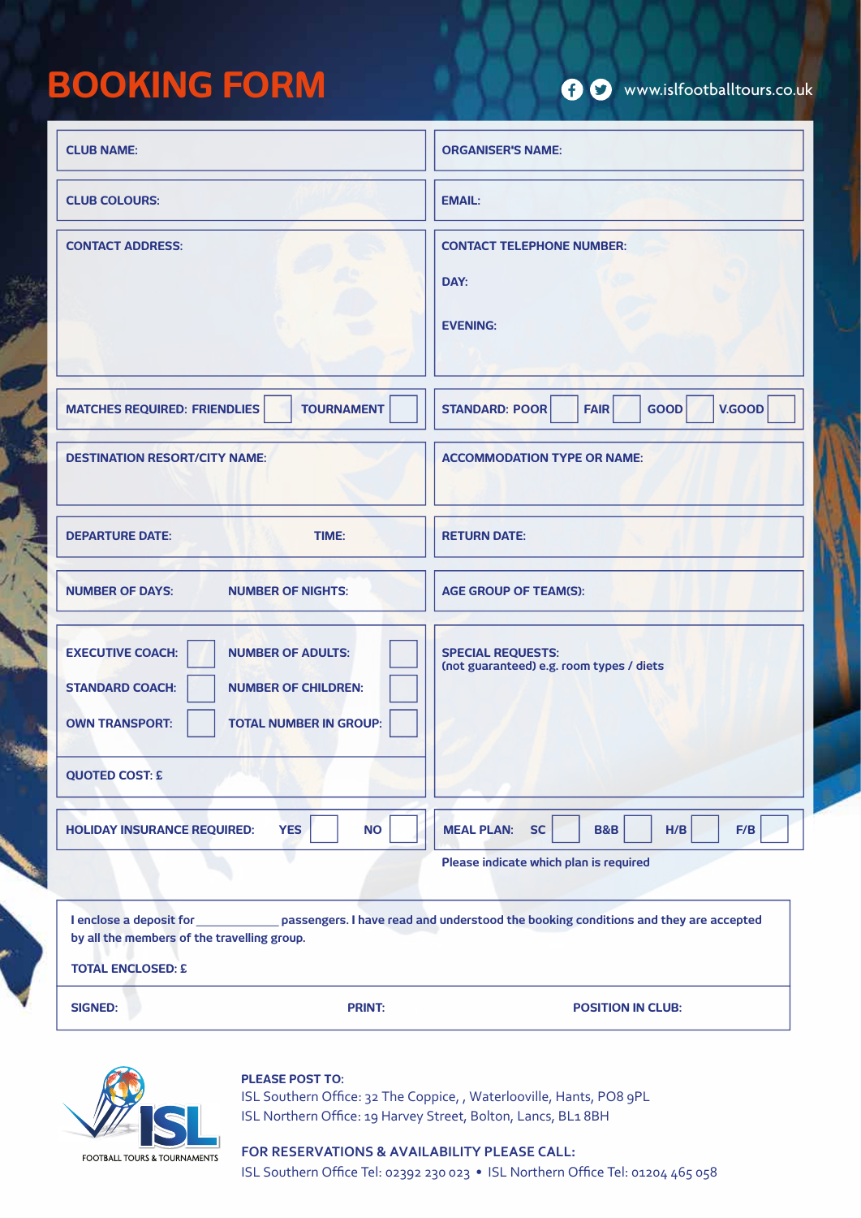# BOOKING FORM

www.islfootballtours.co.uk

| | |
|---|---|
| **CLUB NAME:** | **ORGANISER'S NAME:** |
| **CLUB COLOURS:** | **EMAIL:** |
| **CONTACT ADDRESS:** | **CONTACT TELEPHONE NUMBER:** <br> **DAY:** <br> **EVENING:** |
| **MATCHES REQUIRED: FRIENDLIES** ☐ **TOURNAMENT** ☐ | **STANDARD: POOR** ☐ **FAIR** ☐ **GOOD** ☐ **V.GOOD** ☐ |
| **DESTINATION RESORT/CITY NAME:** | **ACCOMMODATION TYPE OR NAME:** |
| **DEPARTURE DATE:** **TIME:** | **RETURN DATE:** |
| **NUMBER OF DAYS:** **NUMBER OF NIGHTS:** | **AGE GROUP OF TEAM(S):** |
| **EXECUTIVE COACH:** ☐ **NUMBER OF ADULTS:** ☐ <br> **STANDARD COACH:** ☐ **NUMBER OF CHILDREN:** ☐ <br> **OWN TRANSPORT:** ☐ **TOTAL NUMBER IN GROUP:** ☐ | **SPECIAL REQUESTS:** <br> (not guaranteed) e.g. room types / diets |
| **QUOTED COST: £** | |
| **HOLIDAY INSURANCE REQUIRED:** **YES** ☐ **NO** ☐ | **MEAL PLAN:** **SC** ☐ **B&B** ☐ **H/B** ☐ **F/B** ☐ |

Please indicate which plan is required

I enclose a deposit for ____________ passengers. I have read and understood the booking conditions and they are accepted by all the members of the travelling group.

**TOTAL ENCLOSED: £**

**SIGNED:** **PRINT:** **POSITION IN CLUB:**

ISL FOOTBALL TOURS & TOURNAMENTS

**PLEASE POST TO:**

ISL Southern Office: 32 The Coppice, , Waterlooville, Hants, PO8 9PL

ISL Northern Office: 19 Harvey Street, Bolton, Lancs, BL1 8BH

**FOR RESERVATIONS & AVAILABILITY PLEASE CALL:**

ISL Southern Office Tel: 02392 230 023 • ISL Northern Office Tel: 01204 465 058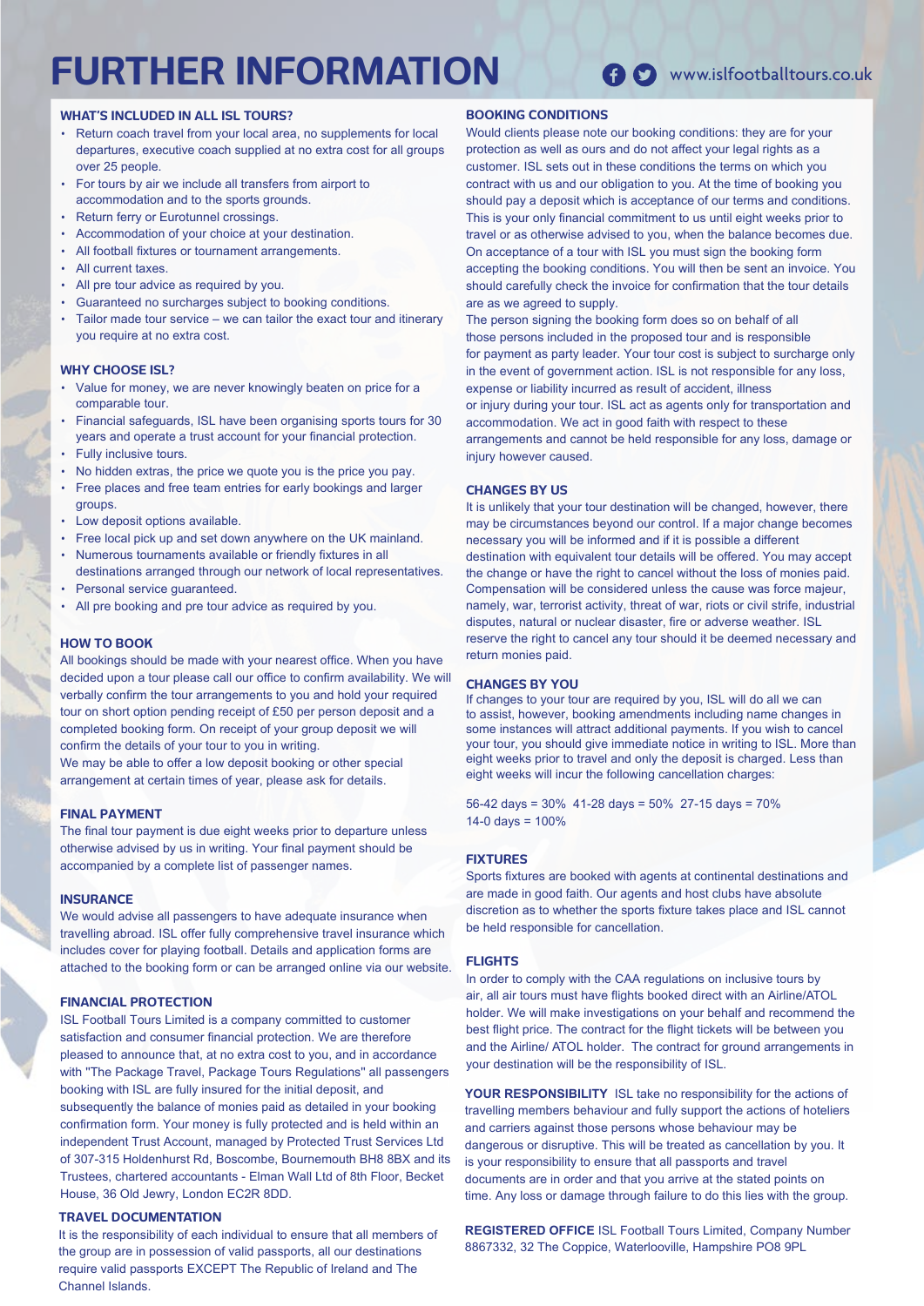# FURTHER INFORMATION

www.islfootballtours.co.uk

### WHAT'S INCLUDED IN ALL ISL TOURS?

- Return coach travel from your local area, no supplements for local departures, executive coach supplied at no extra cost for all groups over 25 people.
- For tours by air we include all transfers from airport to accommodation and to the sports grounds.
- Return ferry or Eurotunnel crossings.
- Accommodation of your choice at your destination.
- All football fixtures or tournament arrangements.
- All current taxes.
- All pre tour advice as required by you.
- Guaranteed no surcharges subject to booking conditions.
- Tailor made tour service – we can tailor the exact tour and itinerary you require at no extra cost.

### WHY CHOOSE ISL?

- Value for money, we are never knowingly beaten on price for a comparable tour.
- Financial safeguards, ISL have been organising sports tours for 30 years and operate a trust account for your financial protection.
- Fully inclusive tours.
- No hidden extras, the price we quote you is the price you pay.
- Free places and free team entries for early bookings and larger groups.
- Low deposit options available.
- Free local pick up and set down anywhere on the UK mainland.
- Numerous tournaments available or friendly fixtures in all destinations arranged through our network of local representatives.
- Personal service guaranteed.
- All pre booking and pre tour advice as required by you.

### HOW TO BOOK

All bookings should be made with your nearest office. When you have decided upon a tour please call our office to confirm availability. We will verbally confirm the tour arrangements to you and hold your required tour on short option pending receipt of £50 per person deposit and a completed booking form. On receipt of your group deposit we will confirm the details of your tour to you in writing.

We may be able to offer a low deposit booking or other special arrangement at certain times of year, please ask for details.

### FINAL PAYMENT

The final tour payment is due eight weeks prior to departure unless otherwise advised by us in writing. Your final payment should be accompanied by a complete list of passenger names.

### INSURANCE

We would advise all passengers to have adequate insurance when travelling abroad. ISL offer fully comprehensive travel insurance which includes cover for playing football. Details and application forms are attached to the booking form or can be arranged online via our website.

### FINANCIAL PROTECTION

ISL Football Tours Limited is a company committed to customer satisfaction and consumer financial protection. We are therefore pleased to announce that, at no extra cost to you, and in accordance with "The Package Travel, Package Tours Regulations" all passengers booking with ISL are fully insured for the initial deposit, and subsequently the balance of monies paid as detailed in your booking confirmation form. Your money is fully protected and is held within an independent Trust Account, managed by Protected Trust Services Ltd of 307-315 Holdenhurst Rd, Boscombe, Bournemouth BH8 8BX and its Trustees, chartered accountants - Elman Wall Ltd of 8th Floor, Becket House, 36 Old Jewry, London EC2R 8DD.

### TRAVEL DOCUMENTATION

It is the responsibility of each individual to ensure that all members of the group are in possession of valid passports, all our destinations require valid passports EXCEPT The Republic of Ireland and The Channel Islands.

### BOOKING CONDITIONS

Would clients please note our booking conditions: they are for your protection as well as ours and do not affect your legal rights as a customer. ISL sets out in these conditions the terms on which you contract with us and our obligation to you. At the time of booking you should pay a deposit which is acceptance of our terms and conditions. This is your only financial commitment to us until eight weeks prior to travel or as otherwise advised to you, when the balance becomes due. On acceptance of a tour with ISL you must sign the booking form accepting the booking conditions. You will then be sent an invoice. You should carefully check the invoice for confirmation that the tour details are as we agreed to supply.

The person signing the booking form does so on behalf of all those persons included in the proposed tour and is responsible for payment as party leader. Your tour cost is subject to surcharge only in the event of government action. ISL is not responsible for any loss, expense or liability incurred as result of accident, illness or injury during your tour. ISL act as agents only for transportation and accommodation. We act in good faith with respect to these arrangements and cannot be held responsible for any loss, damage or injury however caused.

### CHANGES BY US

It is unlikely that your tour destination will be changed, however, there may be circumstances beyond our control. If a major change becomes necessary you will be informed and if it is possible a different destination with equivalent tour details will be offered. You may accept the change or have the right to cancel without the loss of monies paid. Compensation will be considered unless the cause was force majeur, namely, war, terrorist activity, threat of war, riots or civil strife, industrial disputes, natural or nuclear disaster, fire or adverse weather. ISL reserve the right to cancel any tour should it be deemed necessary and return monies paid.

### CHANGES BY YOU

If changes to your tour are required by you, ISL will do all we can to assist, however, booking amendments including name changes in some instances will attract additional payments. If you wish to cancel your tour, you should give immediate notice in writing to ISL. More than eight weeks prior to travel and only the deposit is charged. Less than eight weeks will incur the following cancellation charges:

56-42 days = 30% 41-28 days = 50% 27-15 days = 70%
14-0 days = 100%

### FIXTURES

Sports fixtures are booked with agents at continental destinations and are made in good faith. Our agents and host clubs have absolute discretion as to whether the sports fixture takes place and ISL cannot be held responsible for cancellation.

### FLIGHTS

In order to comply with the CAA regulations on inclusive tours by air, all air tours must have flights booked direct with an Airline/ATOL holder. We will make investigations on your behalf and recommend the best flight price. The contract for the flight tickets will be between you and the Airline/ ATOL holder. The contract for ground arrangements in your destination will be the responsibility of ISL.

**YOUR RESPONSIBILITY** ISL take no responsibility for the actions of travelling members behaviour and fully support the actions of hoteliers and carriers against those persons whose behaviour may be dangerous or disruptive. This will be treated as cancellation by you. It is your responsibility to ensure that all passports and travel documents are in order and that you arrive at the stated points on time. Any loss or damage through failure to do this lies with the group.

**REGISTERED OFFICE** ISL Football Tours Limited, Company Number 8867332, 32 The Coppice, Waterlooville, Hampshire PO8 9PL